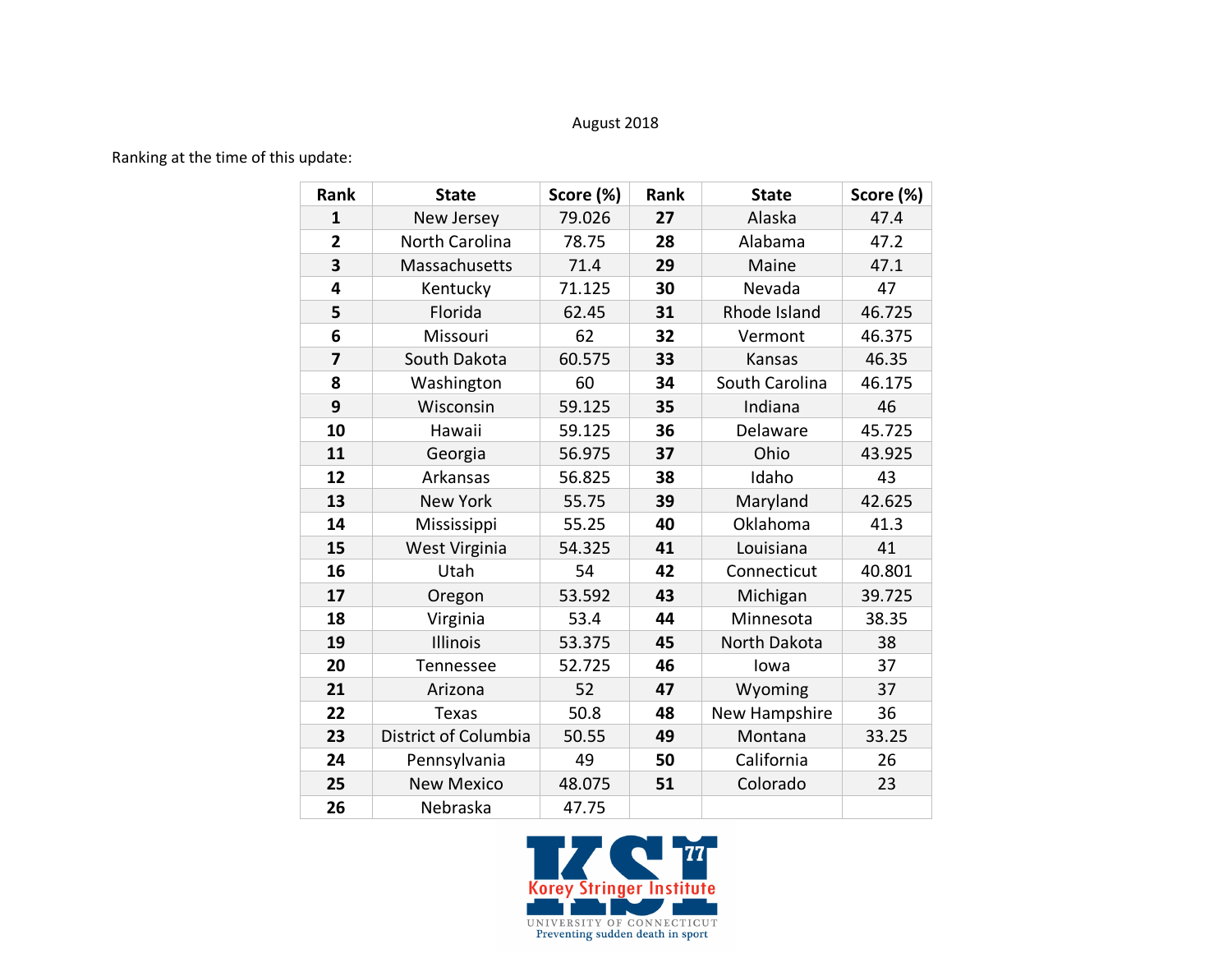August 2018

Ranking at the time of this update:

| Rank | State | Score (%) | Rank | State | Score (%) |
|---|---|---|---|---|---|
| **1** | New Jersey | 79.026 | **27** | Alaska | 47.4 |
| **2** | North Carolina | 78.75 | **28** | Alabama | 47.2 |
| **3** | Massachusetts | 71.4 | **29** | Maine | 47.1 |
| **4** | Kentucky | 71.125 | **30** | Nevada | 47 |
| **5** | Florida | 62.45 | **31** | Rhode Island | 46.725 |
| **6** | Missouri | 62 | **32** | Vermont | 46.375 |
| **7** | South Dakota | 60.575 | **33** | Kansas | 46.35 |
| **8** | Washington | 60 | **34** | South Carolina | 46.175 |
| **9** | Wisconsin | 59.125 | **35** | Indiana | 46 |
| **10** | Hawaii | 59.125 | **36** | Delaware | 45.725 |
| **11** | Georgia | 56.975 | **37** | Ohio | 43.925 |
| **12** | Arkansas | 56.825 | **38** | Idaho | 43 |
| **13** | New York | 55.75 | **39** | Maryland | 42.625 |
| **14** | Mississippi | 55.25 | **40** | Oklahoma | 41.3 |
| **15** | West Virginia | 54.325 | **41** | Louisiana | 41 |
| **16** | Utah | 54 | **42** | Connecticut | 40.801 |
| **17** | Oregon | 53.592 | **43** | Michigan | 39.725 |
| **18** | Virginia | 53.4 | **44** | Minnesota | 38.35 |
| **19** | Illinois | 53.375 | **45** | North Dakota | 38 |
| **20** | Tennessee | 52.725 | **46** | Iowa | 37 |
| **21** | Arizona | 52 | **47** | Wyoming | 37 |
| **22** | Texas | 50.8 | **48** | New Hampshire | 36 |
| **23** | District of Columbia | 50.55 | **49** | Montana | 33.25 |
| **24** | Pennsylvania | 49 | **50** | California | 26 |
| **25** | New Mexico | 48.075 | **51** | Colorado | 23 |
| **26** | Nebraska | 47.75 | | | |

KSI 77
Korey Stringer Institute
UNIVERSITY OF CONNECTICUT
Preventing sudden death in sport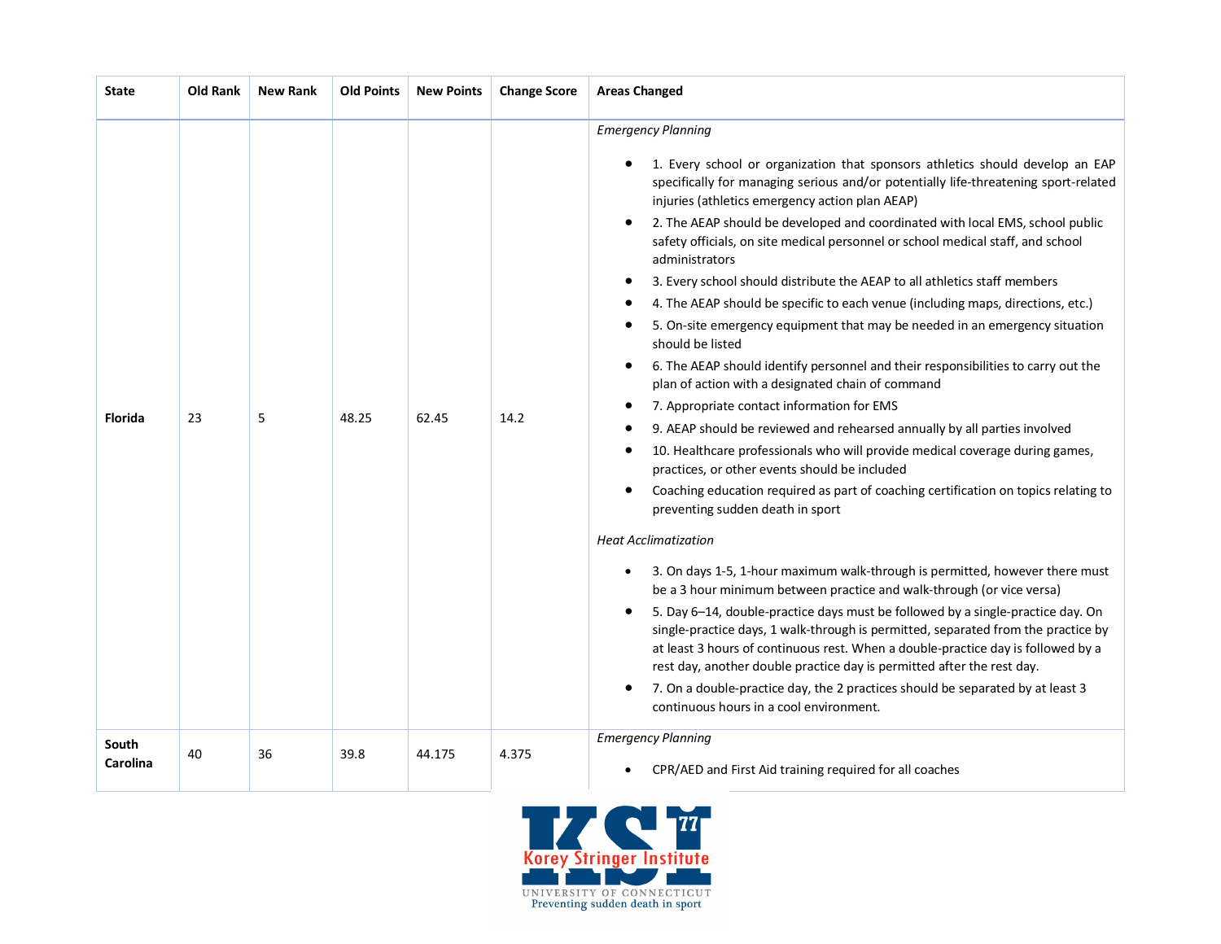| State | Old Rank | New Rank | Old Points | New Points | Change Score | Areas Changed |
|---|---|---|---|---|---|---|
| **Florida** | 23 | 5 | 48.25 | 62.45 | 14.2 | *Emergency Planning*<br>• 1. Every school or organization that sponsors athletics should develop an EAP specifically for managing serious and/or potentially life-threatening sport-related injuries (athletics emergency action plan AEAP)<br>• 2. The AEAP should be developed and coordinated with local EMS, school public safety officials, on site medical personnel or school medical staff, and school administrators<br>• 3. Every school should distribute the AEAP to all athletics staff members<br>• 4. The AEAP should be specific to each venue (including maps, directions, etc.)<br>• 5. On-site emergency equipment that may be needed in an emergency situation should be listed<br>• 6. The AEAP should identify personnel and their responsibilities to carry out the plan of action with a designated chain of command<br>• 7. Appropriate contact information for EMS<br>• 9. AEAP should be reviewed and rehearsed annually by all parties involved<br>• 10. Healthcare professionals who will provide medical coverage during games, practices, or other events should be included<br>• Coaching education required as part of coaching certification on topics relating to preventing sudden death in sport<br>*Heat Acclimatization*<br>• 3. On days 1-5, 1-hour maximum walk-through is permitted, however there must be a 3 hour minimum between practice and walk-through (or vice versa)<br>• 5. Day 6–14, double-practice days must be followed by a single-practice day. On single-practice days, 1 walk-through is permitted, separated from the practice by at least 3 hours of continuous rest. When a double-practice day is followed by a rest day, another double practice day is permitted after the rest day.<br>• 7. On a double-practice day, the 2 practices should be separated by at least 3 continuous hours in a cool environment. |
| **South Carolina** | 40 | 36 | 39.8 | 44.175 | 4.375 | *Emergency Planning*<br>• CPR/AED and First Aid training required for all coaches |

Korey Stringer Institute
UNIVERSITY OF CONNECTICUT
Preventing sudden death in sport